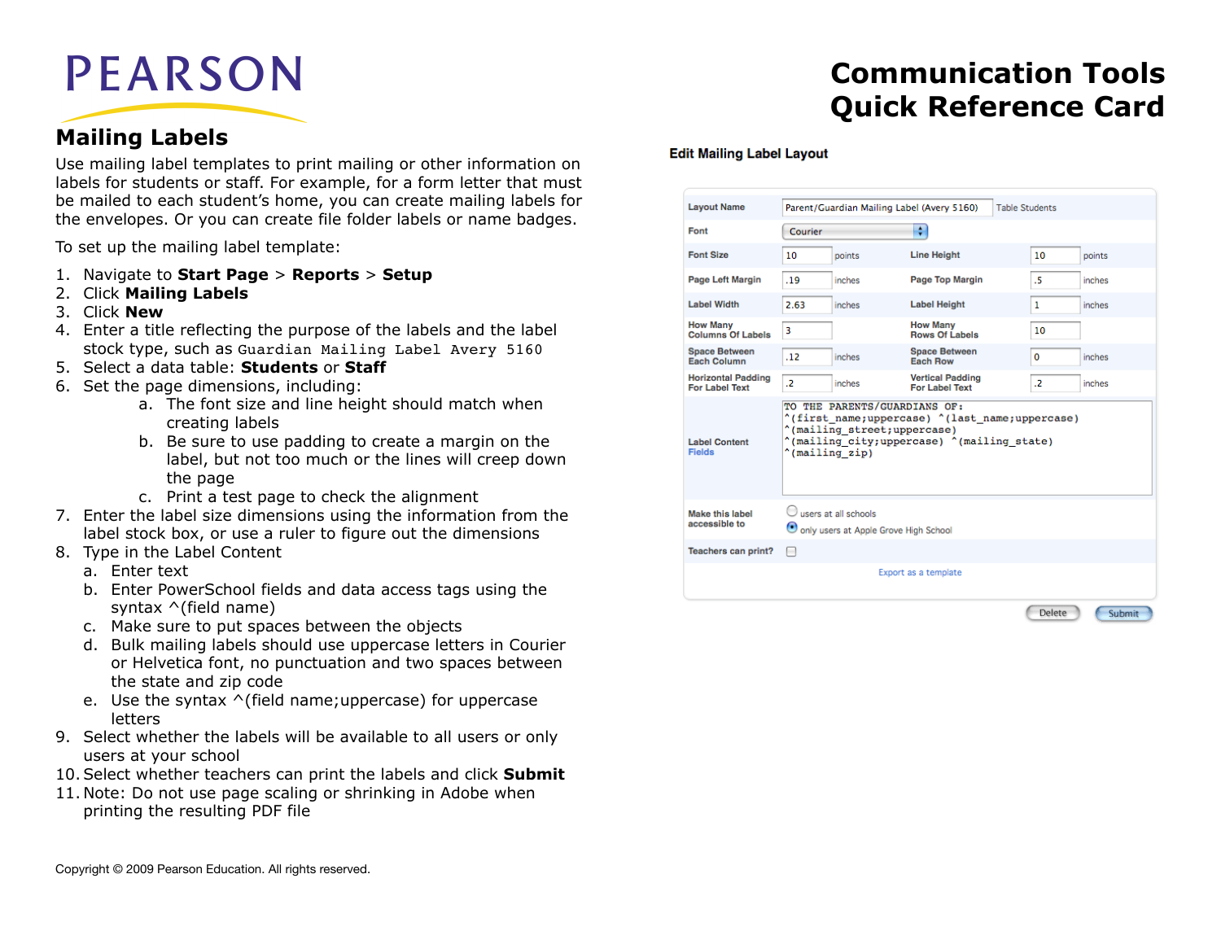PEARSON

# Communication Tools Quick Reference Card

## Mailing Labels

Use mailing label templates to print mailing or other information on labels for students or staff. For example, for a form letter that must be mailed to each student's home, you can create mailing labels for the envelopes. Or you can create file folder labels or name badges.

To set up the mailing label template:

1. Navigate to **Start Page** > **Reports** > **Setup**
2. Click **Mailing Labels**
3. Click **New**
4. Enter a title reflecting the purpose of the labels and the label stock type, such as `Guardian Mailing Label Avery 5160`
5. Select a data table: **Students** or **Staff**
6. Set the page dimensions, including:
    a. The font size and line height should match when creating labels
    b. Be sure to use padding to create a margin on the label, but not too much or the lines will creep down the page
    c. Print a test page to check the alignment
7. Enter the label size dimensions using the information from the label stock box, or use a ruler to figure out the dimensions
8. Type in the Label Content
    a. Enter text
    b. Enter PowerSchool fields and data access tags using the syntax ^(field name)
    c. Make sure to put spaces between the objects
    d. Bulk mailing labels should use uppercase letters in Courier or Helvetica font, no punctuation and two spaces between the state and zip code
    e. Use the syntax ^(field name;uppercase) for uppercase letters
9. Select whether the labels will be available to all users or only users at your school
10. Select whether teachers can print the labels and click **Submit**
11. Note: Do not use page scaling or shrinking in Adobe when printing the resulting PDF file

**Edit Mailing Label Layout**

| | | | | | |
|---|---|---|---|---|---|
| Layout Name | Parent/Guardian Mailing Label (Avery 5160) | Table Students | | | |
| Font | Courier | | | | |
| Font Size | 10 | points | Line Height | 10 | points |
| Page Left Margin | .19 | inches | Page Top Margin | .5 | inches |
| Label Width | 2.63 | inches | Label Height | 1 | inches |
| How Many Columns Of Labels | 3 | | How Many Rows Of Labels | 10 | |
| Space Between Each Column | .12 | inches | Space Between Each Row | 0 | inches |
| Horizontal Padding For Label Text | .2 | inches | Vertical Padding For Label Text | .2 | inches |

Label Content Fields:

```
TO THE PARENTS/GUARDIANS OF:
^(first_name;uppercase) ^(last_name;uppercase)
^(mailing_street;uppercase)
^(mailing_city;uppercase) ^(mailing_state)
^(mailing_zip)
```

Make this label accessible to: ○ users at all schools ◉ only users at Apple Grove High School

Teachers can print? ☐

Export as a template

Delete | Submit

Copyright © 2009 Pearson Education. All rights reserved.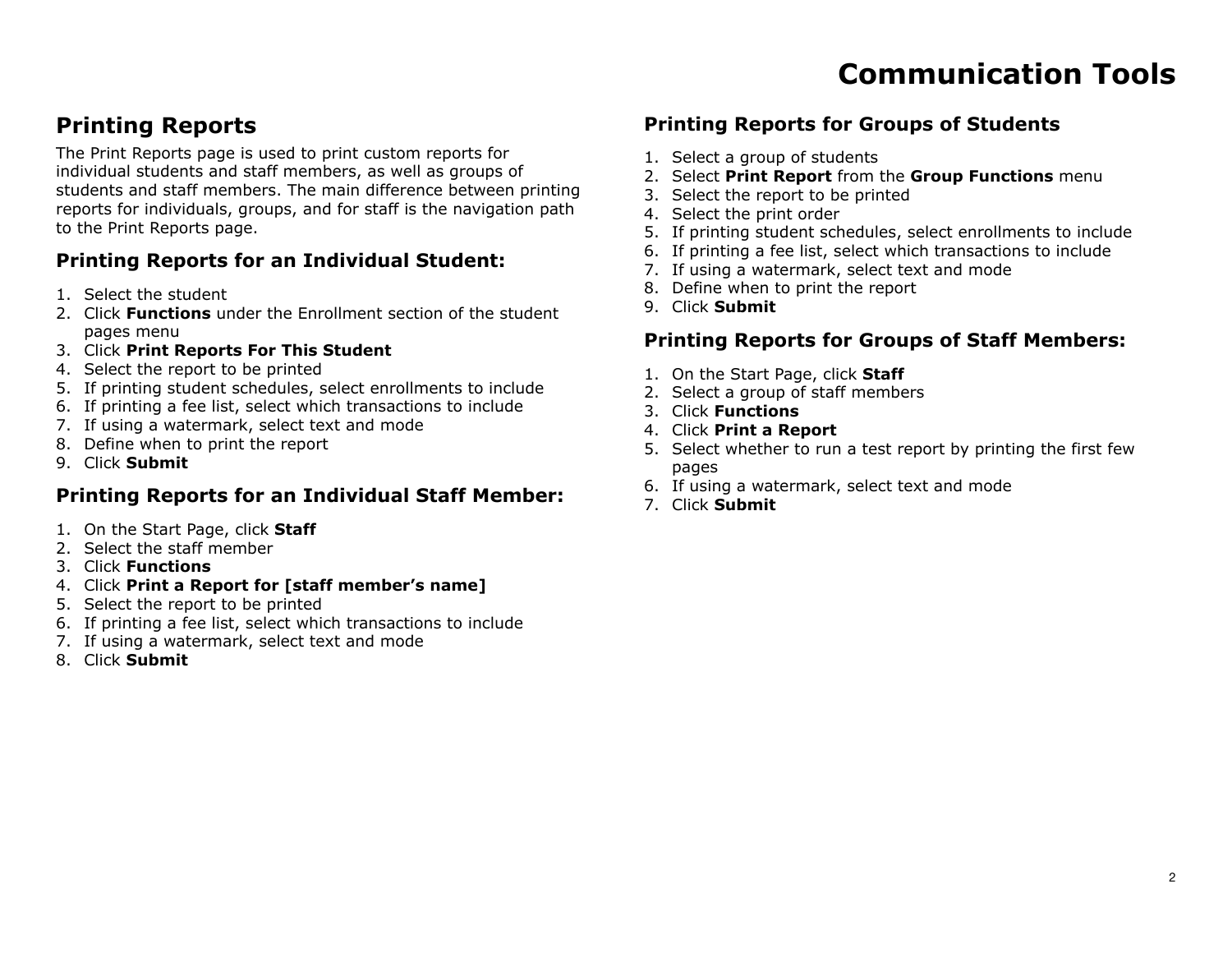# Communication Tools

## Printing Reports

The Print Reports page is used to print custom reports for individual students and staff members, as well as groups of students and staff members. The main difference between printing reports for individuals, groups, and for staff is the navigation path to the Print Reports page.

### Printing Reports for an Individual Student:

1. Select the student
2. Click **Functions** under the Enrollment section of the student pages menu
3. Click **Print Reports For This Student**
4. Select the report to be printed
5. If printing student schedules, select enrollments to include
6. If printing a fee list, select which transactions to include
7. If using a watermark, select text and mode
8. Define when to print the report
9. Click **Submit**

### Printing Reports for an Individual Staff Member:

1. On the Start Page, click **Staff**
2. Select the staff member
3. Click **Functions**
4. Click **Print a Report for [staff member's name]**
5. Select the report to be printed
6. If printing a fee list, select which transactions to include
7. If using a watermark, select text and mode
8. Click **Submit**

### Printing Reports for Groups of Students

1. Select a group of students
2. Select **Print Report** from the **Group Functions** menu
3. Select the report to be printed
4. Select the print order
5. If printing student schedules, select enrollments to include
6. If printing a fee list, select which transactions to include
7. If using a watermark, select text and mode
8. Define when to print the report
9. Click **Submit**

### Printing Reports for Groups of Staff Members:

1. On the Start Page, click **Staff**
2. Select a group of staff members
3. Click **Functions**
4. Click **Print a Report**
5. Select whether to run a test report by printing the first few pages
6. If using a watermark, select text and mode
7. Click **Submit**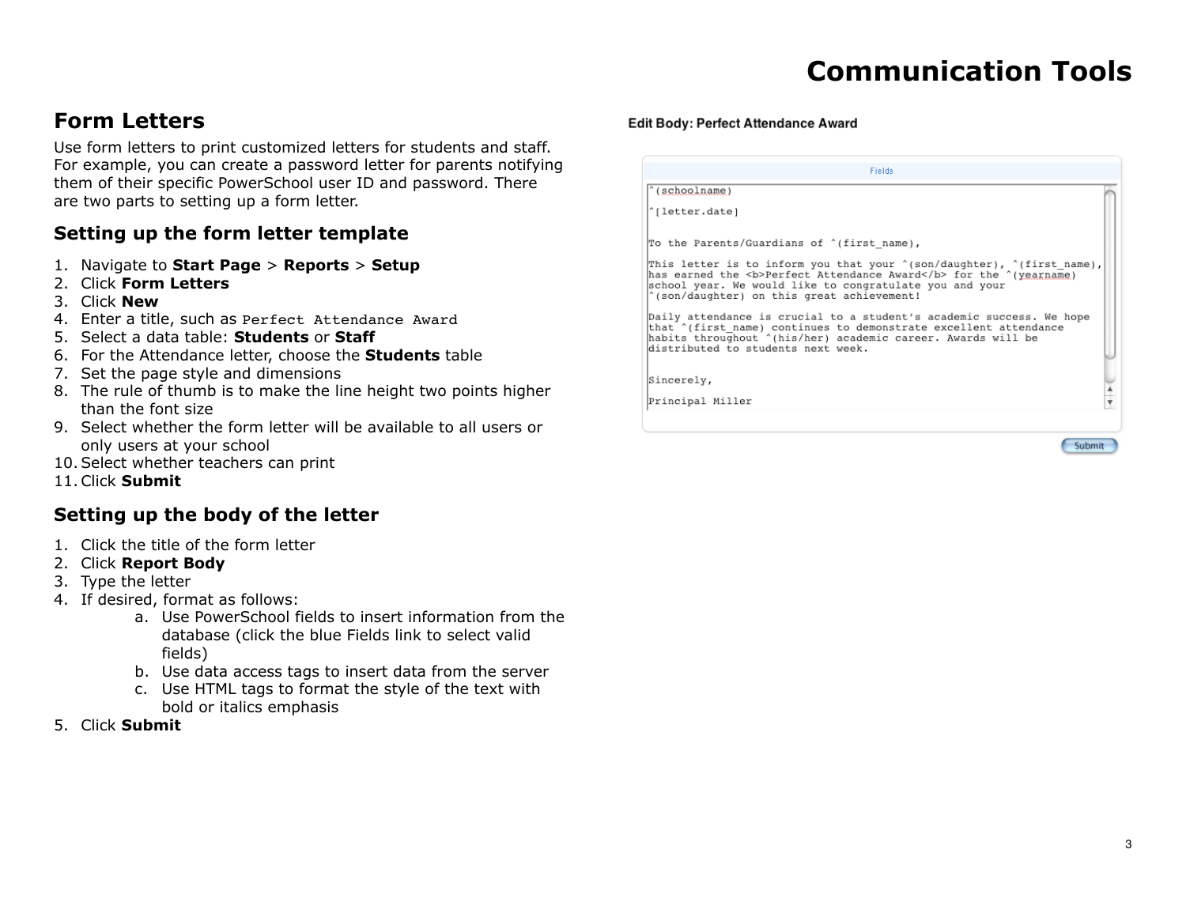# Communication Tools

## Form Letters

Use form letters to print customized letters for students and staff. For example, you can create a password letter for parents notifying them of their specific PowerSchool user ID and password. There are two parts to setting up a form letter.

### Setting up the form letter template

1. Navigate to **Start Page** > **Reports** > **Setup**
2. Click **Form Letters**
3. Click **New**
4. Enter a title, such as `Perfect Attendance Award`
5. Select a data table: **Students** or **Staff**
6. For the Attendance letter, choose the **Students** table
7. Set the page style and dimensions
8. The rule of thumb is to make the line height two points higher than the font size
9. Select whether the form letter will be available to all users or only users at your school
10. Select whether teachers can print
11. Click **Submit**

### Setting up the body of the letter

1. Click the title of the form letter
2. Click **Report Body**
3. Type the letter
4. If desired, format as follows:
   a. Use PowerSchool fields to insert information from the database (click the blue Fields link to select valid fields)
   b. Use data access tags to insert data from the server
   c. Use HTML tags to format the style of the text with bold or italics emphasis
5. Click **Submit**

**Edit Body: Perfect Attendance Award**

Fields

```
^(schoolname)

^[letter.date]


To the Parents/Guardians of ^(first_name),

This letter is to inform you that your ^(son/daughter), ^(first_name),
has earned the <b>Perfect Attendance Award</b> for the ^(yearname)
school year. We would like to congratulate you and your
^(son/daughter) on this great achievement!

Daily attendance is crucial to a student's academic success. We hope
that ^(first_name) continues to demonstrate excellent attendance
habits throughout ^(his/her) academic career. Awards will be
distributed to students next week.


Sincerely,

Principal Miller
```

Submit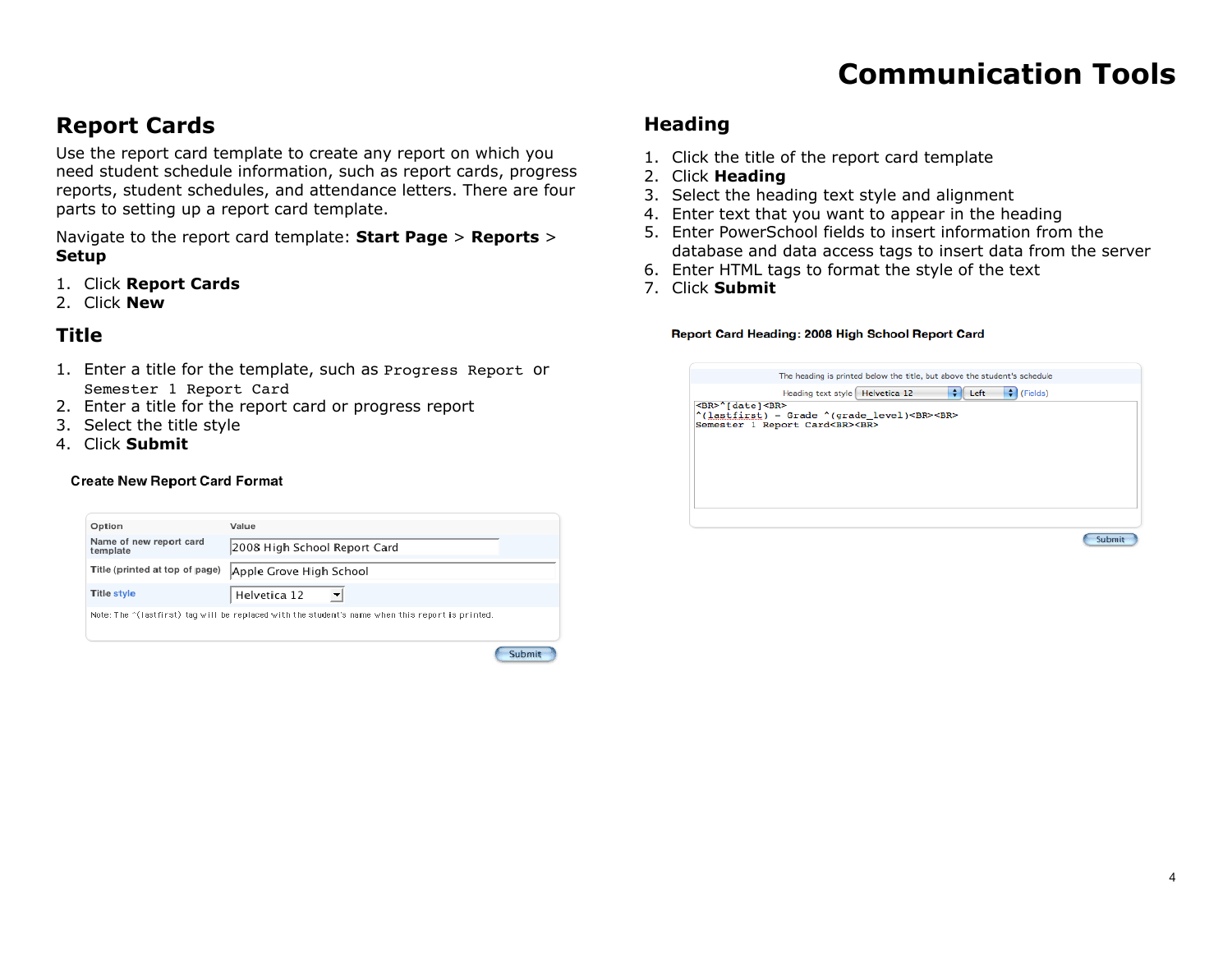# Communication Tools

## Report Cards

Use the report card template to create any report on which you need student schedule information, such as report cards, progress reports, student schedules, and attendance letters. There are four parts to setting up a report card template.

Navigate to the report card template: **Start Page** > **Reports** > **Setup**

1. Click **Report Cards**
2. Click **New**

## Title

1. Enter a title for the template, such as `Progress Report` or `Semester 1 Report Card`
2. Enter a title for the report card or progress report
3. Select the title style
4. Click **Submit**

**Create New Report Card Format**

| Option | Value |
|---|---|
| Name of new report card template | 2008 High School Report Card |
| Title (printed at top of page) | Apple Grove High School |
| Title style | Helvetica 12 |

Note: The ^(lastfirst) tag will be replaced with the student's name when this report is printed.

Submit

## Heading

1. Click the title of the report card template
2. Click **Heading**
3. Select the heading text style and alignment
4. Enter text that you want to appear in the heading
5. Enter PowerSchool fields to insert information from the database and data access tags to insert data from the server
6. Enter HTML tags to format the style of the text
7. Click **Submit**

**Report Card Heading: 2008 High School Report Card**

The heading is printed below the title, but above the student's schedule

Heading text style: Helvetica 12 | Left | (Fields)

```
<BR>^[date]<BR>
^(lastfirst) - Grade ^(grade_level)<BR><BR>
Semester 1 Report Card<BR><BR>
```

Submit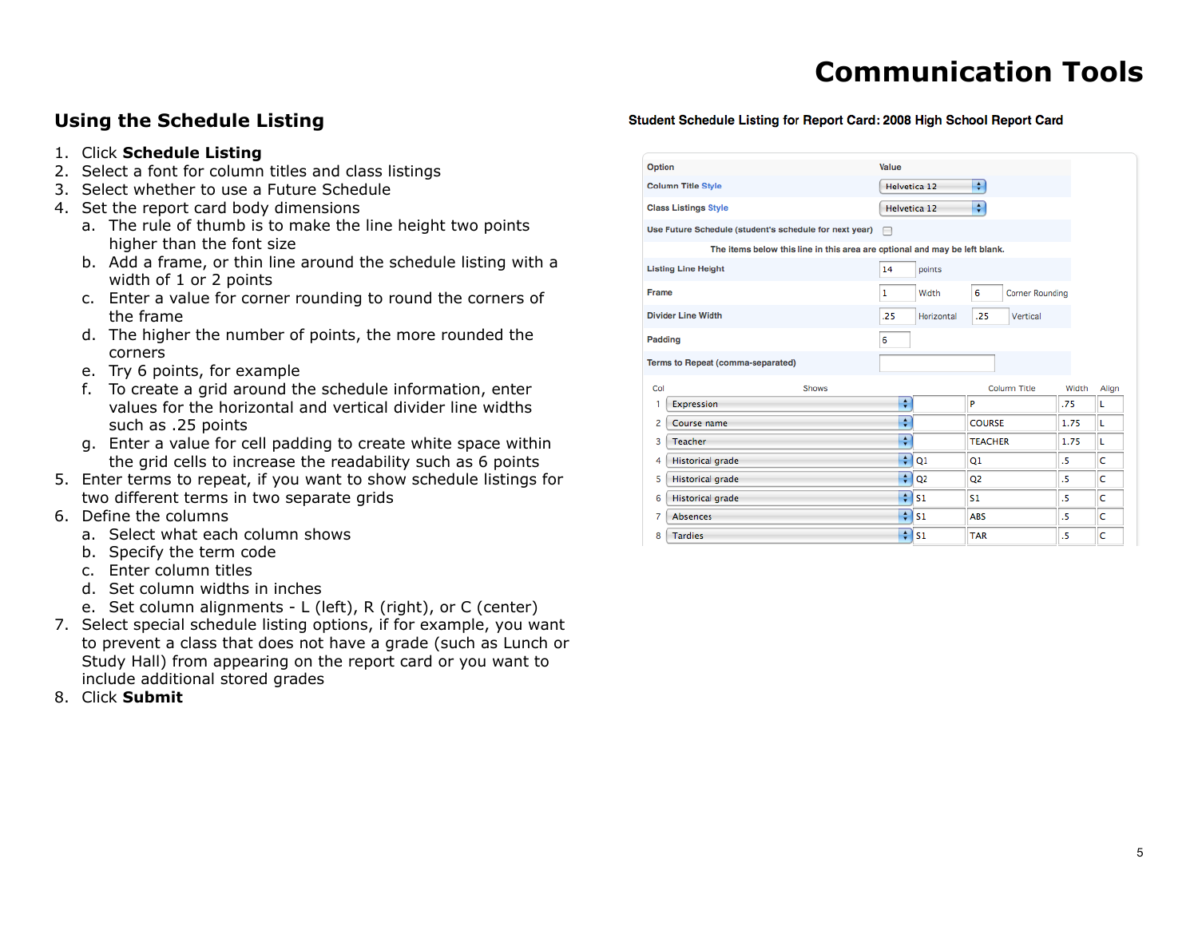# Communication Tools

## Using the Schedule Listing

1. Click **Schedule Listing**
2. Select a font for column titles and class listings
3. Select whether to use a Future Schedule
4. Set the report card body dimensions
   a. The rule of thumb is to make the line height two points higher than the font size
   b. Add a frame, or thin line around the schedule listing with a width of 1 or 2 points
   c. Enter a value for corner rounding to round the corners of the frame
   d. The higher the number of points, the more rounded the corners
   e. Try 6 points, for example
   f. To create a grid around the schedule information, enter values for the horizontal and vertical divider line widths such as .25 points
   g. Enter a value for cell padding to create white space within the grid cells to increase the readability such as 6 points
5. Enter terms to repeat, if you want to show schedule listings for two different terms in two separate grids
6. Define the columns
   a. Select what each column shows
   b. Specify the term code
   c. Enter column titles
   d. Set column widths in inches
   e. Set column alignments - L (left), R (right), or C (center)
7. Select special schedule listing options, if for example, you want to prevent a class that does not have a grade (such as Lunch or Study Hall) from appearing on the report card or you want to include additional stored grades
8. Click **Submit**

**Student Schedule Listing for Report Card: 2008 High School Report Card**

| Option | Value |
|---|---|
| Column Title Style | Helvetica 12 |
| Class Listings Style | Helvetica 12 |
| Use Future Schedule (student's schedule for next year) | ☐ |

The items below this line in this area are optional and may be left blank.

| Option | Value |
|---|---|
| Listing Line Height | 14 points |
| Frame | 1 Width, 6 Corner Rounding |
| Divider Line Width | .25 Horizontal, .25 Vertical |
| Padding | 6 |
| Terms to Repeat (comma-separated) | |

| Col | Shows | | Column Title | Width | Align |
|---|---|---|---|---|---|
| 1 | Expression | | P | .75 | L |
| 2 | Course name | | COURSE | 1.75 | L |
| 3 | Teacher | | TEACHER | 1.75 | L |
| 4 | Historical grade | Q1 | Q1 | .5 | C |
| 5 | Historical grade | Q2 | Q2 | .5 | C |
| 6 | Historical grade | S1 | S1 | .5 | C |
| 7 | Absences | S1 | ABS | .5 | C |
| 8 | Tardies | S1 | TAR | .5 | C |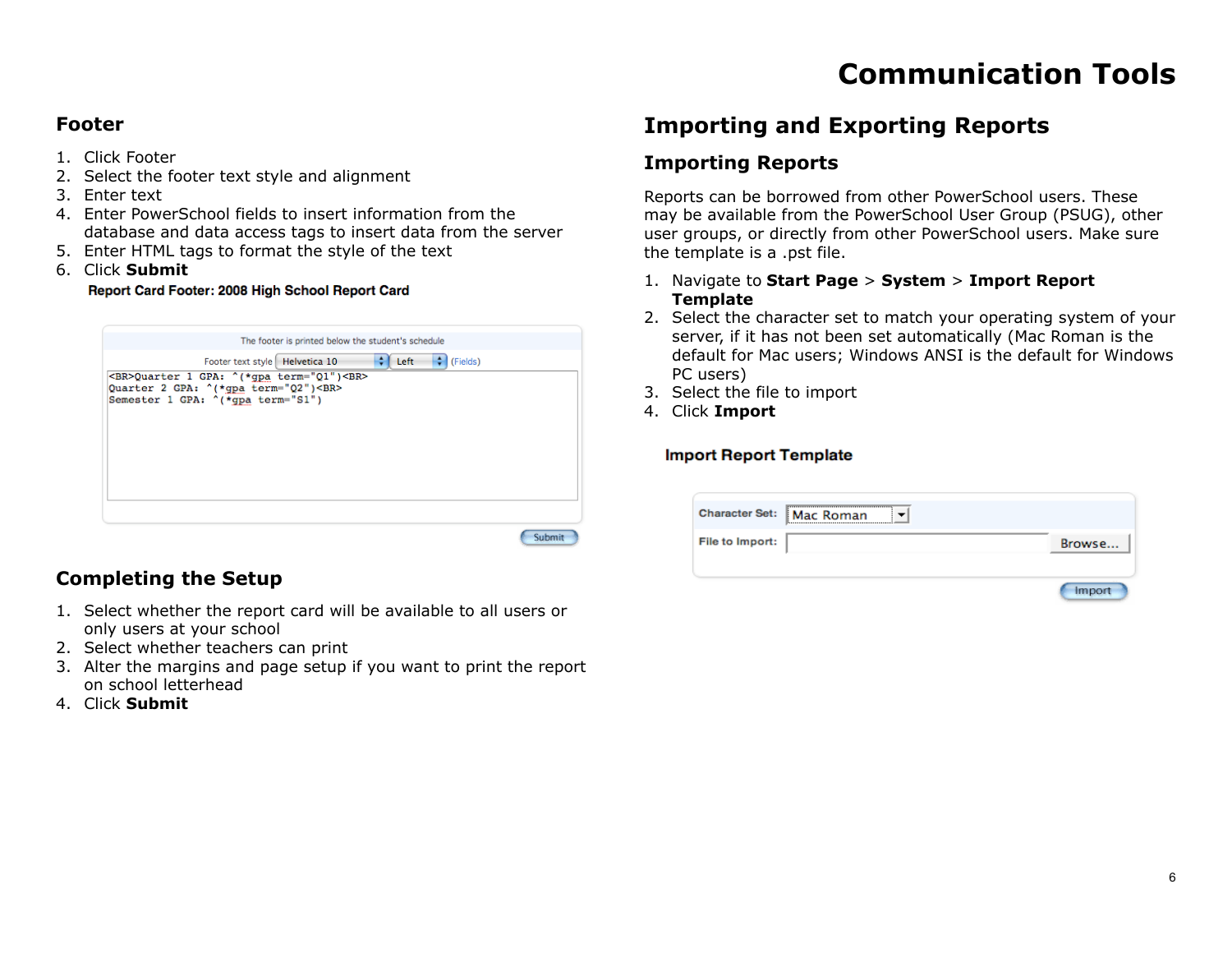## Footer

1. Click Footer
2. Select the footer text style and alignment
3. Enter text
4. Enter PowerSchool fields to insert information from the database and data access tags to insert data from the server
5. Enter HTML tags to format the style of the text
6. Click **Submit**

**Report Card Footer: 2008 High School Report Card**

The footer is printed below the student's schedule

Footer text style Helvetica 10 Left (Fields)

```
<BR>Quarter 1 GPA: ^(*gpa term="Q1")<BR>
Quarter 2 GPA: ^(*gpa term="Q2")<BR>
Semester 1 GPA: ^(*gpa term="S1")
```

Submit

## Completing the Setup

1. Select whether the report card will be available to all users or only users at your school
2. Select whether teachers can print
3. Alter the margins and page setup if you want to print the report on school letterhead
4. Click **Submit**

## Importing and Exporting Reports

### Importing Reports

Reports can be borrowed from other PowerSchool users. These may be available from the PowerSchool User Group (PSUG), other user groups, or directly from other PowerSchool users. Make sure the template is a .pst file.

1. Navigate to **Start Page** > **System** > **Import Report Template**
2. Select the character set to match your operating system of your server, if it has not been set automatically (Mac Roman is the default for Mac users; Windows ANSI is the default for Windows PC users)
3. Select the file to import
4. Click **Import**

**Import Report Template**

Character Set: Mac Roman

File to Import: Browse...

Import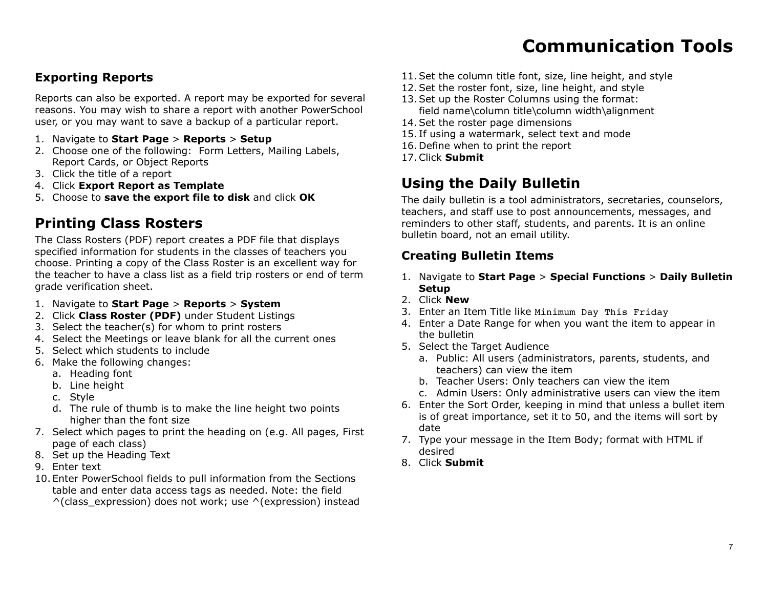# Communication Tools

### Exporting Reports

Reports can also be exported. A report may be exported for several reasons. You may wish to share a report with another PowerSchool user, or you may want to save a backup of a particular report.

1. Navigate to **Start Page** > **Reports** > **Setup**
2. Choose one of the following: Form Letters, Mailing Labels, Report Cards, or Object Reports
3. Click the title of a report
4. Click **Export Report as Template**
5. Choose to **save the export file to disk** and click **OK**

## Printing Class Rosters

The Class Rosters (PDF) report creates a PDF file that displays specified information for students in the classes of teachers you choose. Printing a copy of the Class Roster is an excellent way for the teacher to have a class list as a field trip rosters or end of term grade verification sheet.

1. Navigate to **Start Page** > **Reports** > **System**
2. Click **Class Roster (PDF)** under Student Listings
3. Select the teacher(s) for whom to print rosters
4. Select the Meetings or leave blank for all the current ones
5. Select which students to include
6. Make the following changes:
   a. Heading font
   b. Line height
   c. Style
   d. The rule of thumb is to make the line height two points higher than the font size
7. Select which pages to print the heading on (e.g. All pages, First page of each class)
8. Set up the Heading Text
9. Enter text
10. Enter PowerSchool fields to pull information from the Sections table and enter data access tags as needed. Note: the field ^(class_expression) does not work; use ^(expression) instead
11. Set the column title font, size, line height, and style
12. Set the roster font, size, line height, and style
13. Set up the Roster Columns using the format: field name\column title\column width\alignment
14. Set the roster page dimensions
15. If using a watermark, select text and mode
16. Define when to print the report
17. Click **Submit**

## Using the Daily Bulletin

The daily bulletin is a tool administrators, secretaries, counselors, teachers, and staff use to post announcements, messages, and reminders to other staff, students, and parents. It is an online bulletin board, not an email utility.

### Creating Bulletin Items

1. Navigate to **Start Page** > **Special Functions** > **Daily Bulletin Setup**
2. Click **New**
3. Enter an Item Title like `Minimum Day This Friday`
4. Enter a Date Range for when you want the item to appear in the bulletin
5. Select the Target Audience
   a. Public: All users (administrators, parents, students, and teachers) can view the item
   b. Teacher Users: Only teachers can view the item
   c. Admin Users: Only administrative users can view the item
6. Enter the Sort Order, keeping in mind that unless a bullet item is of great importance, set it to 50, and the items will sort by date
7. Type your message in the Item Body; format with HTML if desired
8. Click **Submit**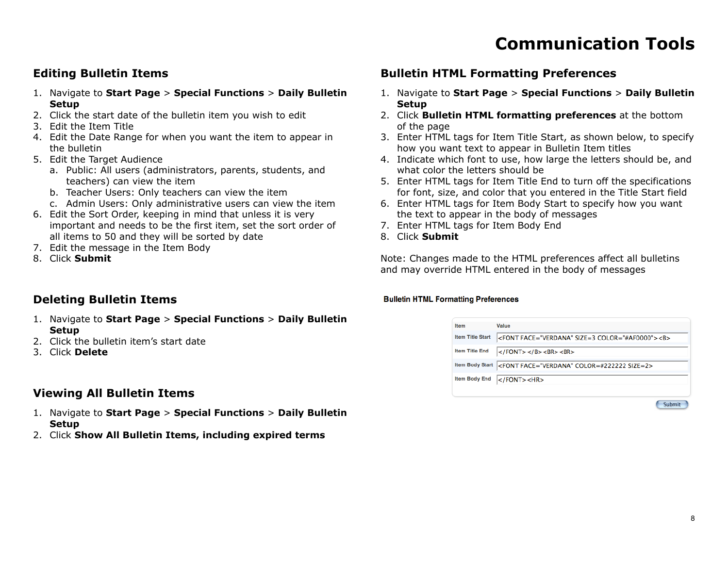# Communication Tools

## Editing Bulletin Items

1. Navigate to **Start Page** > **Special Functions** > **Daily Bulletin Setup**
2. Click the start date of the bulletin item you wish to edit
3. Edit the Item Title
4. Edit the Date Range for when you want the item to appear in the bulletin
5. Edit the Target Audience
   a. Public: All users (administrators, parents, students, and teachers) can view the item
   b. Teacher Users: Only teachers can view the item
   c. Admin Users: Only administrative users can view the item
6. Edit the Sort Order, keeping in mind that unless it is very important and needs to be the first item, set the sort order of all items to 50 and they will be sorted by date
7. Edit the message in the Item Body
8. Click **Submit**

## Deleting Bulletin Items

1. Navigate to **Start Page** > **Special Functions** > **Daily Bulletin Setup**
2. Click the bulletin item's start date
3. Click **Delete**

## Viewing All Bulletin Items

1. Navigate to **Start Page** > **Special Functions** > **Daily Bulletin Setup**
2. Click **Show All Bulletin Items, including expired terms**

## Bulletin HTML Formatting Preferences

1. Navigate to **Start Page** > **Special Functions** > **Daily Bulletin Setup**
2. Click **Bulletin HTML formatting preferences** at the bottom of the page
3. Enter HTML tags for Item Title Start, as shown below, to specify how you want text to appear in Bulletin Item titles
4. Indicate which font to use, how large the letters should be, and what color the letters should be
5. Enter HTML tags for Item Title End to turn off the specifications for font, size, and color that you entered in the Title Start field
6. Enter HTML tags for Item Body Start to specify how you want the text to appear in the body of messages
7. Enter HTML tags for Item Body End
8. Click **Submit**

Note: Changes made to the HTML preferences affect all bulletins and may override HTML entered in the body of messages

**Bulletin HTML Formatting Preferences**

| Item | Value |
|---|---|
| Item Title Start | <FONT FACE="VERDANA" SIZE=3 COLOR="#AF0000"><B> |
| Item Title End | </FONT></B><BR><BR> |
| Item Body Start | <FONT FACE="VERDANA" COLOR=#222222 SIZE=2> |
| Item Body End | </FONT><HR> |

Submit